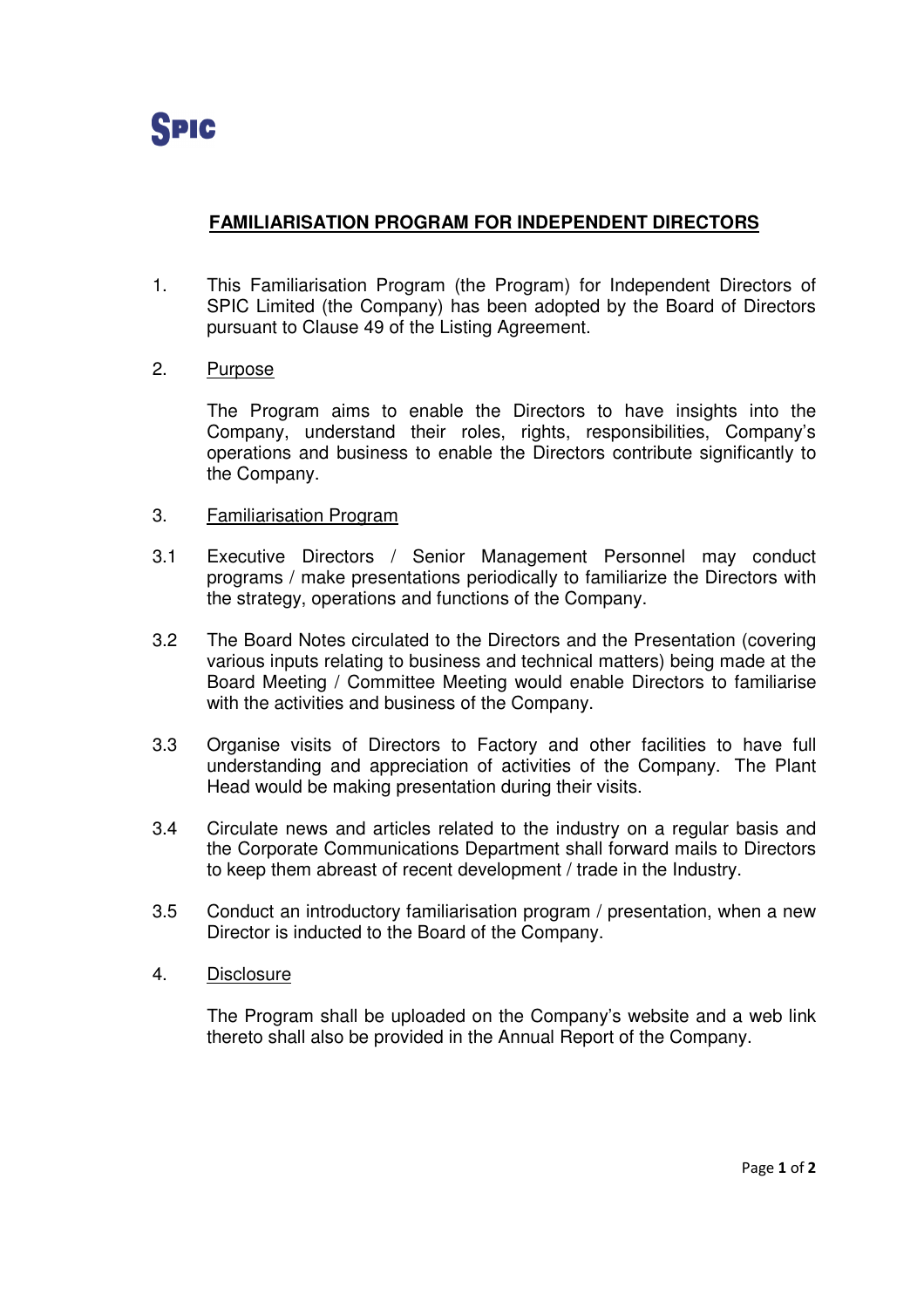SPIC

# FAMILIARISATION PROGRAM FOR INDEPENDENT DIRECTORS

1. This Familiarisation Program (the Program) for Independent Directors of SPIC Limited (the Company) has been adopted by the Board of Directors pursuant to Clause 49 of the Listing Agreement.

2. Purpose

   The Program aims to enable the Directors to have insights into the Company, understand their roles, rights, responsibilities, Company's operations and business to enable the Directors contribute significantly to the Company.

3. Familiarisation Program

3.1 Executive Directors / Senior Management Personnel may conduct programs / make presentations periodically to familiarize the Directors with the strategy, operations and functions of the Company.

3.2 The Board Notes circulated to the Directors and the Presentation (covering various inputs relating to business and technical matters) being made at the Board Meeting / Committee Meeting would enable Directors to familiarise with the activities and business of the Company.

3.3 Organise visits of Directors to Factory and other facilities to have full understanding and appreciation of activities of the Company. The Plant Head would be making presentation during their visits.

3.4 Circulate news and articles related to the industry on a regular basis and the Corporate Communications Department shall forward mails to Directors to keep them abreast of recent development / trade in the Industry.

3.5 Conduct an introductory familiarisation program / presentation, when a new Director is inducted to the Board of the Company.

4. Disclosure

   The Program shall be uploaded on the Company's website and a web link thereto shall also be provided in the Annual Report of the Company.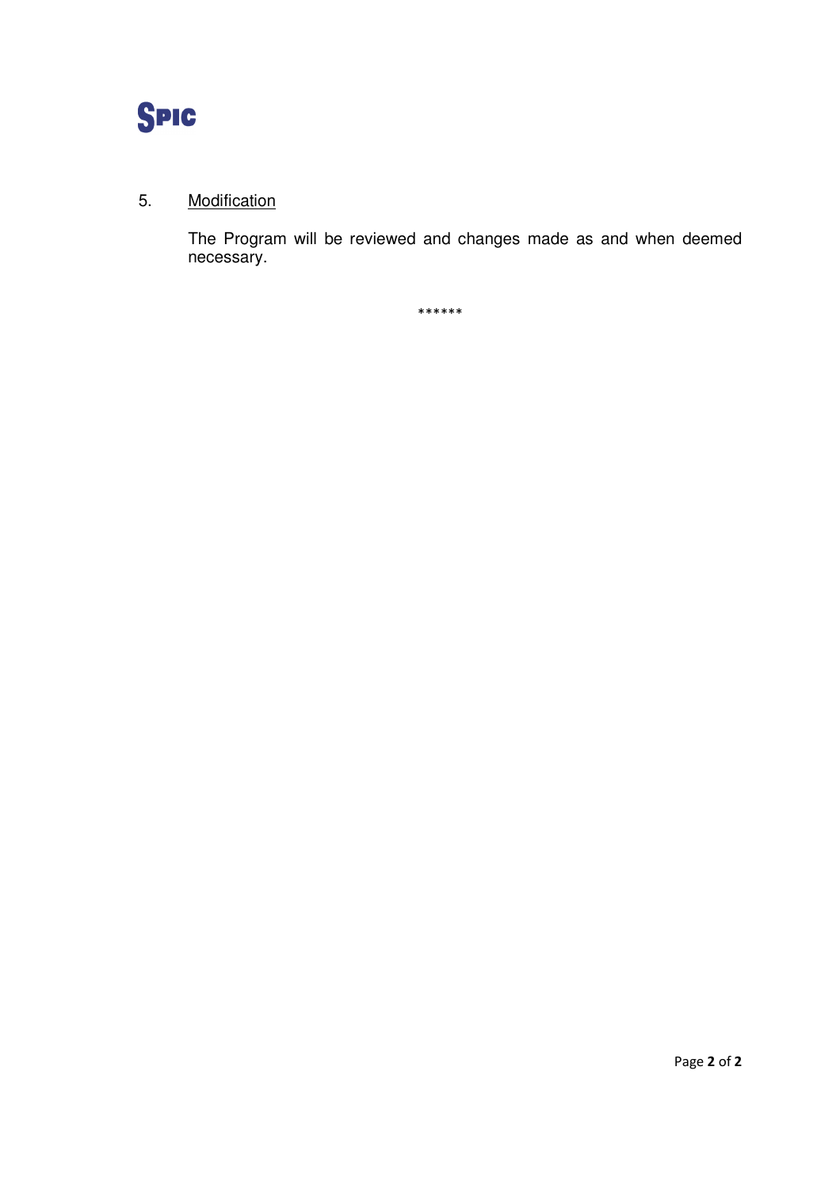5. <u>Modification</u>

The Program will be reviewed and changes made as and when deemed necessary.

******